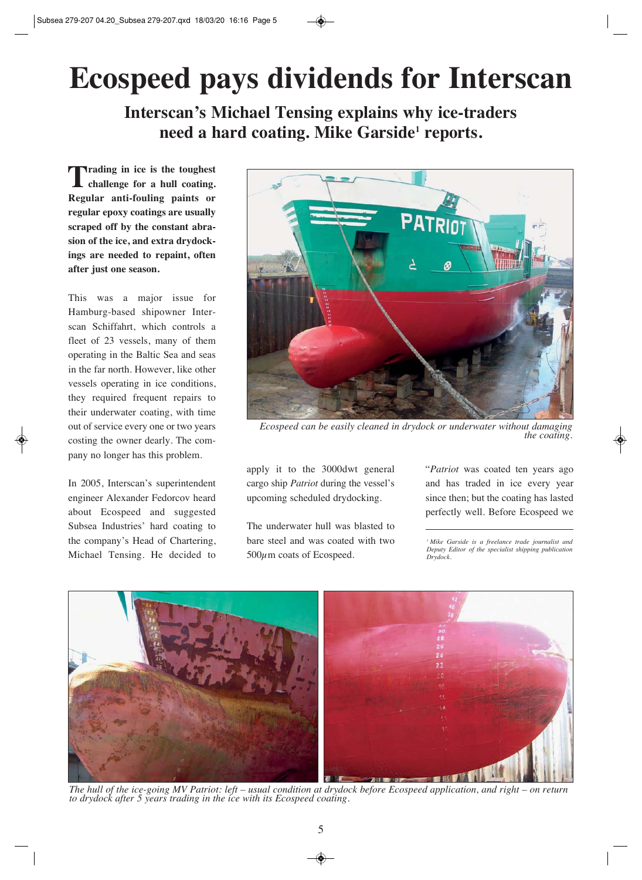# Ecospeed pays dividends for Interscan

## Interscan's Michael Tensing explains why ice-traders need a hard coating. Mike Garside[1] reports.

**Trading in ice is the toughest challenge for a hull coating. Regular anti-fouling paints or regular epoxy coatings are usually scraped off by the constant abrasion of the ice, and extra drydockings are needed to repaint, often after just one season.**

This was a major issue for Hamburg-based shipowner Interscan Schiffahrt, which controls a fleet of 23 vessels, many of them operating in the Baltic Sea and seas in the far north. However, like other vessels operating in ice conditions, they required frequent repairs to their underwater coating, with time out of service every one or two years costing the owner dearly. The company no longer has this problem.

*Ecospeed can be easily cleaned in drydock or underwater without damaging the coating.*

In 2005, Interscan's superintendent engineer Alexander Fedorcov heard about Ecospeed and suggested Subsea Industries' hard coating to the company's Head of Chartering, Michael Tensing. He decided to apply it to the 3000dwt general cargo ship *Patriot* during the vessel's upcoming scheduled drydocking.

The underwater hull was blasted to bare steel and was coated with two 500$\mu$m coats of Ecospeed.

"*Patriot* was coated ten years ago and has traded in ice every year since then; but the coating has lasted perfectly well. Before Ecospeed we

[1] *Mike Garside is a freelance trade journalist and Deputy Editor of the specialist shipping publication Drydock.*

*The hull of the ice-going MV Patriot: left – usual condition at drydock before Ecospeed application, and right – on return to drydock after 5 years trading in the ice with its Ecospeed coating.*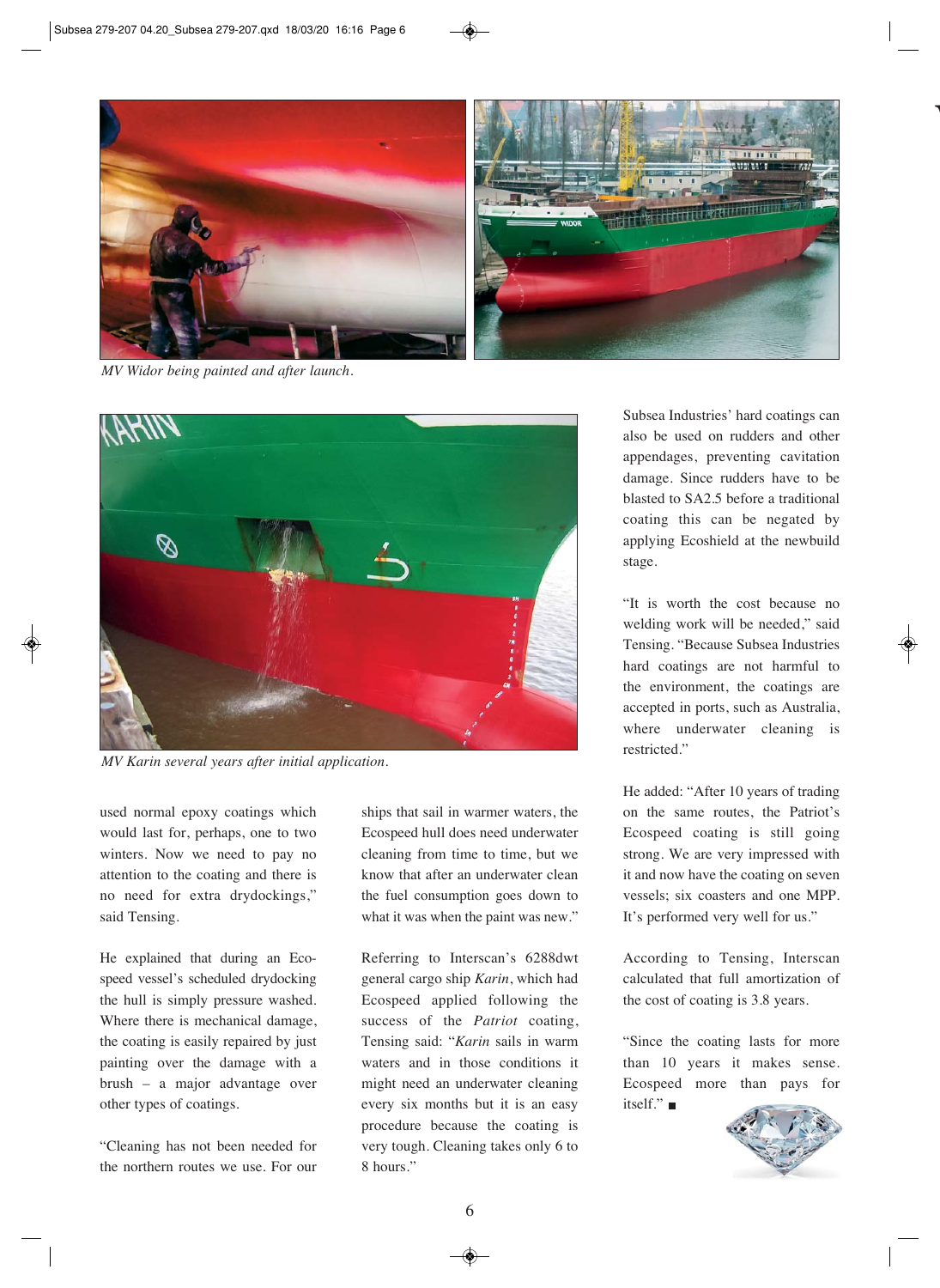*MV Widor being painted and after launch.*

*MV Karin several years after initial application.*

used normal epoxy coatings which would last for, perhaps, one to two winters. Now we need to pay no attention to the coating and there is no need for extra drydockings," said Tensing.

He explained that during an Ecospeed vessel's scheduled drydocking the hull is simply pressure washed. Where there is mechanical damage, the coating is easily repaired by just painting over the damage with a brush – a major advantage over other types of coatings.

"Cleaning has not been needed for the northern routes we use. For our ships that sail in warmer waters, the Ecospeed hull does need underwater cleaning from time to time, but we know that after an underwater clean the fuel consumption goes down to what it was when the paint was new."

Referring to Interscan's 6288dwt general cargo ship *Karin*, which had Ecospeed applied following the success of the *Patriot* coating, Tensing said: "*Karin* sails in warm waters and in those conditions it might need an underwater cleaning every six months but it is an easy procedure because the coating is very tough. Cleaning takes only 6 to 8 hours."

Subsea Industries' hard coatings can also be used on rudders and other appendages, preventing cavitation damage. Since rudders have to be blasted to SA2.5 before a traditional coating this can be negated by applying Ecoshield at the newbuild stage.

"It is worth the cost because no welding work will be needed," said Tensing. "Because Subsea Industries hard coatings are not harmful to the environment, the coatings are accepted in ports, such as Australia, where underwater cleaning is restricted."

He added: "After 10 years of trading on the same routes, the Patriot's Ecospeed coating is still going strong. We are very impressed with it and now have the coating on seven vessels; six coasters and one MPP. It's performed very well for us."

According to Tensing, Interscan calculated that full amortization of the cost of coating is 3.8 years.

"Since the coating lasts for more than 10 years it makes sense. Ecospeed more than pays for itself." ■